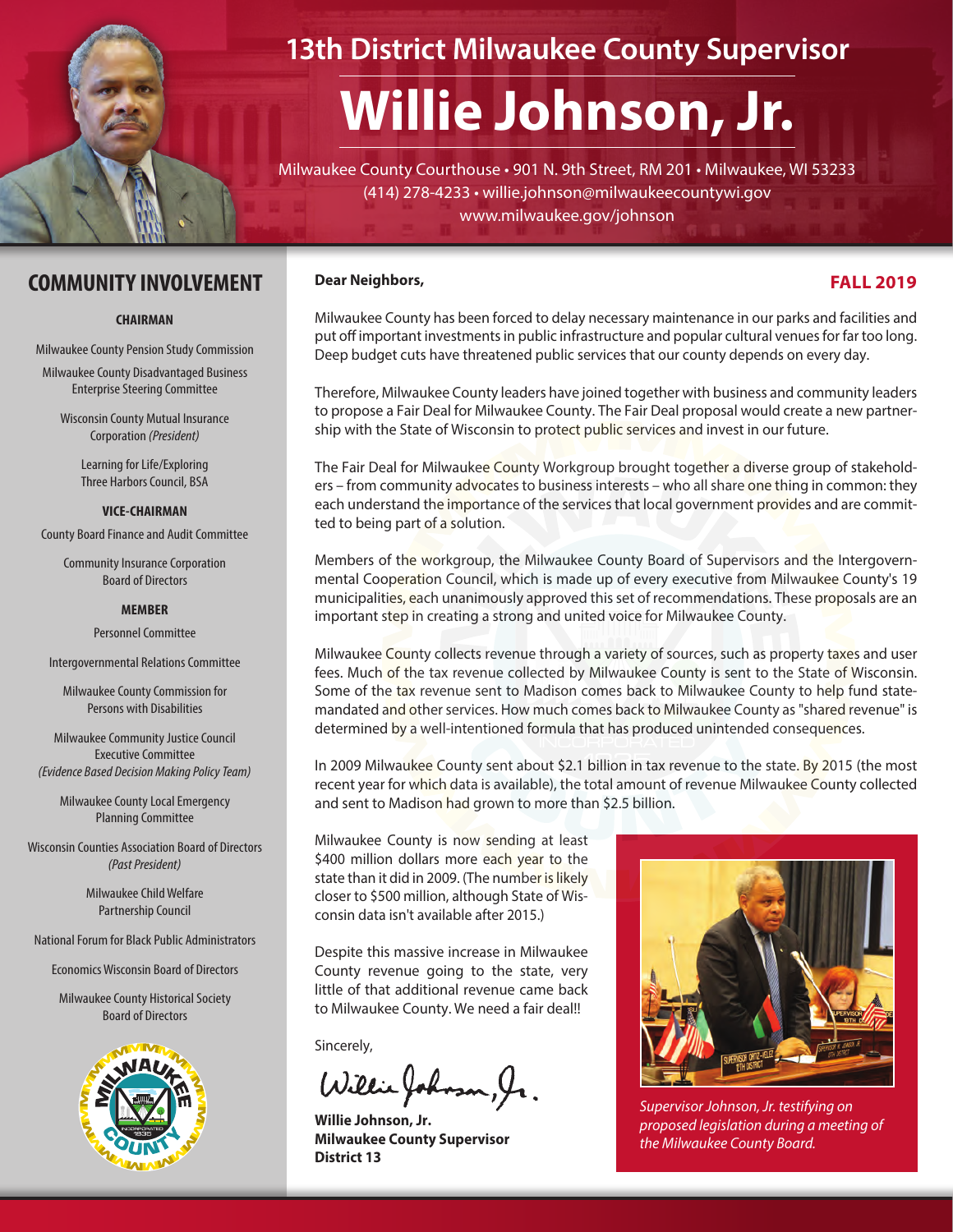## 13th District Milwaukee County Supervisor

# Willie Johnson, Jr.

Milwaukee County Courthouse • 901 N. 9th Street, RM 201 • Milwaukee, WI 53233
(414) 278-4233 • willie.johnson@milwaukeecountywi.gov
www.milwaukee.gov/johnson

## COMMUNITY INVOLVEMENT

**CHAIRMAN**

Milwaukee County Pension Study Commission

Milwaukee County Disadvantaged Business Enterprise Steering Committee

Wisconsin County Mutual Insurance Corporation *(President)*

Learning for Life/Exploring Three Harbors Council, BSA

**VICE-CHAIRMAN**

County Board Finance and Audit Committee

Community Insurance Corporation Board of Directors

**MEMBER**

Personnel Committee

Intergovernmental Relations Committee

Milwaukee County Commission for Persons with Disabilities

Milwaukee Community Justice Council Executive Committee *(Evidence Based Decision Making Policy Team)*

Milwaukee County Local Emergency Planning Committee

Wisconsin Counties Association Board of Directors *(Past President)*

Milwaukee Child Welfare Partnership Council

National Forum for Black Public Administrators

Economics Wisconsin Board of Directors

Milwaukee County Historical Society Board of Directors

**FALL 2019**

**Dear Neighbors,**

Milwaukee County has been forced to delay necessary maintenance in our parks and facilities and put off important investments in public infrastructure and popular cultural venues for far too long. Deep budget cuts have threatened public services that our county depends on every day.

Therefore, Milwaukee County leaders have joined together with business and community leaders to propose a Fair Deal for Milwaukee County. The Fair Deal proposal would create a new partnership with the State of Wisconsin to protect public services and invest in our future.

The Fair Deal for Milwaukee County Workgroup brought together a diverse group of stakeholders – from community advocates to business interests – who all share one thing in common: they each understand the importance of the services that local government provides and are committed to being part of a solution.

Members of the workgroup, the Milwaukee County Board of Supervisors and the Intergovernmental Cooperation Council, which is made up of every executive from Milwaukee County's 19 municipalities, each unanimously approved this set of recommendations. These proposals are an important step in creating a strong and united voice for Milwaukee County.

Milwaukee County collects revenue through a variety of sources, such as property taxes and user fees. Much of the tax revenue collected by Milwaukee County is sent to the State of Wisconsin. Some of the tax revenue sent to Madison comes back to Milwaukee County to help fund state-mandated and other services. How much comes back to Milwaukee County as "shared revenue" is determined by a well-intentioned formula that has produced unintended consequences.

In 2009 Milwaukee County sent about $2.1 billion in tax revenue to the state. By 2015 (the most recent year for which data is available), the total amount of revenue Milwaukee County collected and sent to Madison had grown to more than $2.5 billion.

Milwaukee County is now sending at least $400 million dollars more each year to the state than it did in 2009. (The number is likely closer to $500 million, although State of Wisconsin data isn't available after 2015.)

Despite this massive increase in Milwaukee County revenue going to the state, very little of that additional revenue came back to Milwaukee County. We need a fair deal!!

Sincerely,

Willie Johnson, Jr.

**Willie Johnson, Jr.**
**Milwaukee County Supervisor**
**District 13**

*Supervisor Johnson, Jr. testifying on proposed legislation during a meeting of the Milwaukee County Board.*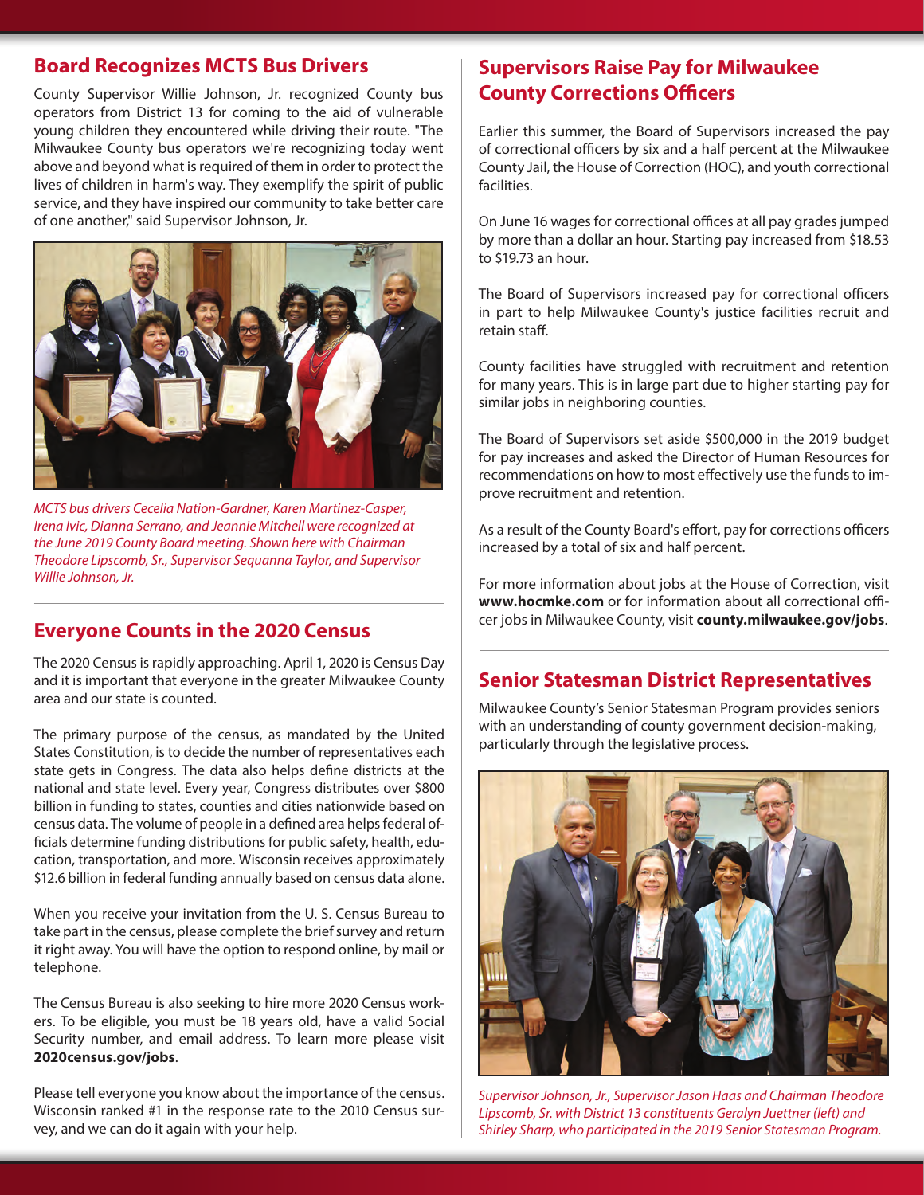## Board Recognizes MCTS Bus Drivers

County Supervisor Willie Johnson, Jr. recognized County bus operators from District 13 for coming to the aid of vulnerable young children they encountered while driving their route. "The Milwaukee County bus operators we're recognizing today went above and beyond what is required of them in order to protect the lives of children in harm's way. They exemplify the spirit of public service, and they have inspired our community to take better care of one another," said Supervisor Johnson, Jr.

*MCTS bus drivers Cecelia Nation-Gardner, Karen Martinez-Casper, Irena Ivic, Dianna Serrano, and Jeannie Mitchell were recognized at the June 2019 County Board meeting. Shown here with Chairman Theodore Lipscomb, Sr., Supervisor Sequanna Taylor, and Supervisor Willie Johnson, Jr.*

## Everyone Counts in the 2020 Census

The 2020 Census is rapidly approaching. April 1, 2020 is Census Day and it is important that everyone in the greater Milwaukee County area and our state is counted.

The primary purpose of the census, as mandated by the United States Constitution, is to decide the number of representatives each state gets in Congress. The data also helps define districts at the national and state level. Every year, Congress distributes over $800 billion in funding to states, counties and cities nationwide based on census data. The volume of people in a defined area helps federal officials determine funding distributions for public safety, health, education, transportation, and more. Wisconsin receives approximately $12.6 billion in federal funding annually based on census data alone.

When you receive your invitation from the U. S. Census Bureau to take part in the census, please complete the brief survey and return it right away. You will have the option to respond online, by mail or telephone.

The Census Bureau is also seeking to hire more 2020 Census workers. To be eligible, you must be 18 years old, have a valid Social Security number, and email address. To learn more please visit **2020census.gov/jobs**.

Please tell everyone you know about the importance of the census. Wisconsin ranked #1 in the response rate to the 2010 Census survey, and we can do it again with your help.

## Supervisors Raise Pay for Milwaukee County Corrections Officers

Earlier this summer, the Board of Supervisors increased the pay of correctional officers by six and a half percent at the Milwaukee County Jail, the House of Correction (HOC), and youth correctional facilities.

On June 16 wages for correctional offices at all pay grades jumped by more than a dollar an hour. Starting pay increased from $18.53 to $19.73 an hour.

The Board of Supervisors increased pay for correctional officers in part to help Milwaukee County's justice facilities recruit and retain staff.

County facilities have struggled with recruitment and retention for many years. This is in large part due to higher starting pay for similar jobs in neighboring counties.

The Board of Supervisors set aside $500,000 in the 2019 budget for pay increases and asked the Director of Human Resources for recommendations on how to most effectively use the funds to improve recruitment and retention.

As a result of the County Board's effort, pay for corrections officers increased by a total of six and half percent.

For more information about jobs at the House of Correction, visit **www.hocmke.com** or for information about all correctional officer jobs in Milwaukee County, visit **county.milwaukee.gov/jobs**.

## Senior Statesman District Representatives

Milwaukee County's Senior Statesman Program provides seniors with an understanding of county government decision-making, particularly through the legislative process.

*Supervisor Johnson, Jr., Supervisor Jason Haas and Chairman Theodore Lipscomb, Sr. with District 13 constituents Geralyn Juettner (left) and Shirley Sharp, who participated in the 2019 Senior Statesman Program.*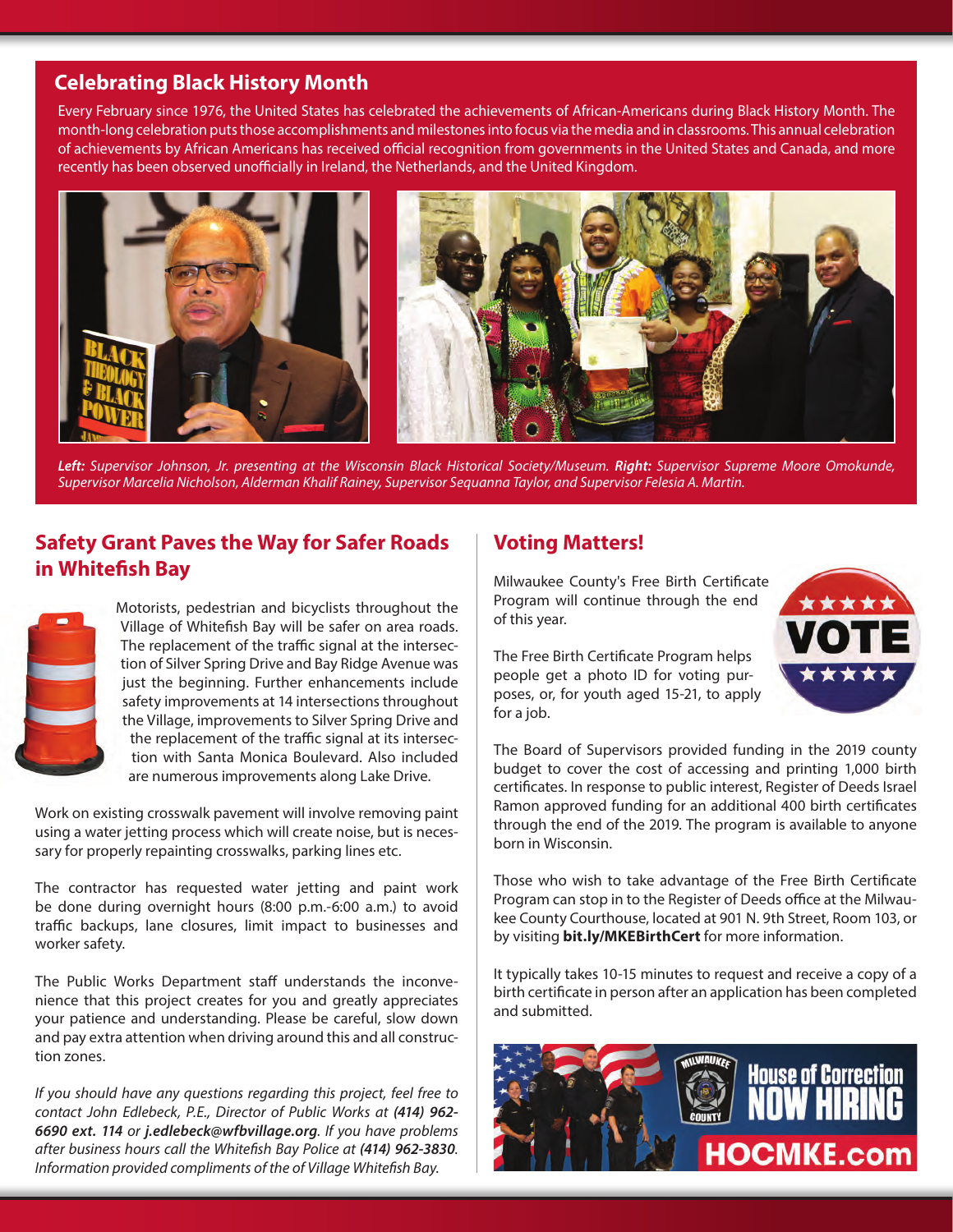## Celebrating Black History Month

Every February since 1976, the United States has celebrated the achievements of African-Americans during Black History Month. The month-long celebration puts those accomplishments and milestones into focus via the media and in classrooms. This annual celebration of achievements by African Americans has received official recognition from governments in the United States and Canada, and more recently has been observed unofficially in Ireland, the Netherlands, and the United Kingdom.

***Left:** Supervisor Johnson, Jr. presenting at the Wisconsin Black Historical Society/Museum. **Right:** Supervisor Supreme Moore Omokunde, Supervisor Marcelia Nicholson, Alderman Khalif Rainey, Supervisor Sequanna Taylor, and Supervisor Felesia A. Martin.*

## Safety Grant Paves the Way for Safer Roads in Whitefish Bay

Motorists, pedestrian and bicyclists throughout the Village of Whitefish Bay will be safer on area roads. The replacement of the traffic signal at the intersection of Silver Spring Drive and Bay Ridge Avenue was just the beginning. Further enhancements include safety improvements at 14 intersections throughout the Village, improvements to Silver Spring Drive and the replacement of the traffic signal at its intersection with Santa Monica Boulevard. Also included are numerous improvements along Lake Drive.

Work on existing crosswalk pavement will involve removing paint using a water jetting process which will create noise, but is necessary for properly repainting crosswalks, parking lines etc.

The contractor has requested water jetting and paint work be done during overnight hours (8:00 p.m.-6:00 a.m.) to avoid traffic backups, lane closures, limit impact to businesses and worker safety.

The Public Works Department staff understands the inconvenience that this project creates for you and greatly appreciates your patience and understanding. Please be careful, slow down and pay extra attention when driving around this and all construction zones.

*If you should have any questions regarding this project, feel free to contact John Edlebeck, P.E., Director of Public Works at **(414) 962-6690 ext. 114** or **j.edlebeck@wfbvillage.org**. If you have problems after business hours call the Whitefish Bay Police at **(414) 962-3830**. Information provided compliments of the of Village Whitefish Bay.*

## Voting Matters!

Milwaukee County's Free Birth Certificate Program will continue through the end of this year.

The Free Birth Certificate Program helps people get a photo ID for voting purposes, or, for youth aged 15-21, to apply for a job.

The Board of Supervisors provided funding in the 2019 county budget to cover the cost of accessing and printing 1,000 birth certificates. In response to public interest, Register of Deeds Israel Ramon approved funding for an additional 400 birth certificates through the end of the 2019. The program is available to anyone born in Wisconsin.

Those who wish to take advantage of the Free Birth Certificate Program can stop in to the Register of Deeds office at the Milwaukee County Courthouse, located at 901 N. 9th Street, Room 103, or by visiting **bit.ly/MKEBirthCert** for more information.

It typically takes 10-15 minutes to request and receive a copy of a birth certificate in person after an application has been completed and submitted.

House of Correction NOW HIRING
HOCMKE.com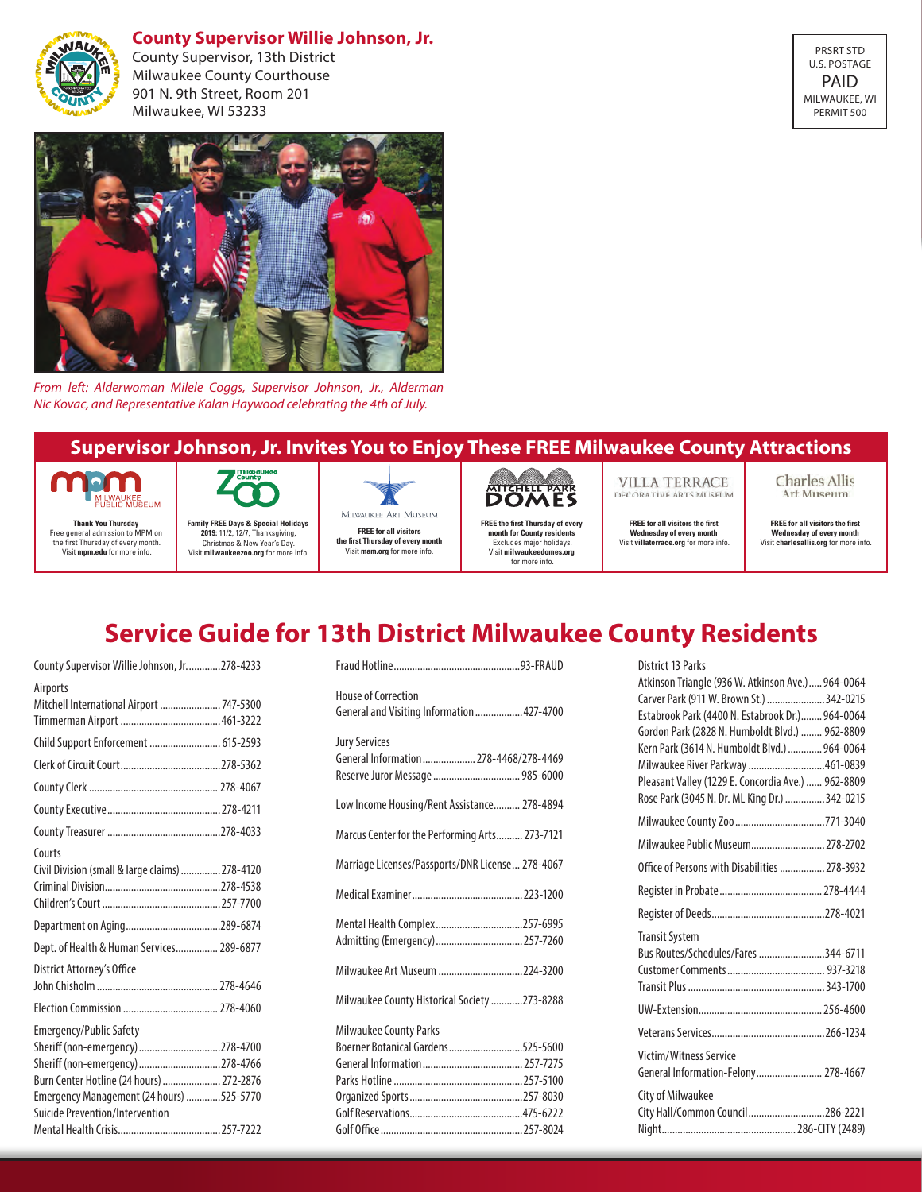**County Supervisor Willie Johnson, Jr.**
County Supervisor, 13th District
Milwaukee County Courthouse
901 N. 9th Street, Room 201
Milwaukee, WI 53233

PRSRT STD
U.S. POSTAGE
PAID
MILWAUKEE, WI
PERMIT 500

*From left: Alderwoman Milele Coggs, Supervisor Johnson, Jr., Alderman Nic Kovac, and Representative Kalan Haywood celebrating the 4th of July.*

## Supervisor Johnson, Jr. Invites You to Enjoy These FREE Milwaukee County Attractions

**Milwaukee Public Museum** — **Thank You Thursday** Free general admission to MPM on the first Thursday of every month. Visit **mpm.edu** for more info.

**Milwaukee County Zoo** — **Family FREE Days & Special Holidays 2019:** 11/2, 12/7, Thanksgiving, Christmas & New Year's Day. Visit **milwaukeezoo.org** for more info.

**Milwaukee Art Museum** — **FREE for all visitors the first Thursday of every month** Visit **mam.org** for more info.

**Mitchell Park Domes** — **FREE the first Thursday of every month for County residents** Excludes major holidays. Visit **milwaukeedomes.org** for more info.

**Villa Terrace Decorative Arts Museum** — **FREE for all visitors the first Wednesday of every month** Visit **villaterrace.org** for more info.

**Charles Allis Art Museum** — **FREE for all visitors the first Wednesday of every month** Visit **charlesallis.org** for more info.

# Service Guide for 13th District Milwaukee County Residents

County Supervisor Willie Johnson, Jr. ............278-4233

Airports
Mitchell International Airport ....................... 747-5300
Timmerman Airport ......................................461-3222

Child Support Enforcement ........................... 615-2593

Clerk of Circuit Court......................................278-5362

County Clerk ................................................. 278-4067

County Executive...........................................278-4211

County Treasurer ...........................................278-4033

Courts
Civil Division (small & large claims) ...............278-4120
Criminal Division............................................278-4538
Children's Court .............................................257-7700

Department on Aging....................................289-6874

Dept. of Health & Human Services................ 289-6877

District Attorney's Office
John Chisholm .............................................. 278-4646

Election Commission .................................... 278-4060

Emergency/Public Safety
Sheriff (non-emergency) ...............................278-4700
Sheriff (non-emergency) ...............................278-4766
Burn Center Hotline (24 hours) ...................... 272-2876
Emergency Management (24 hours) .............525-5770
Suicide Prevention/Intervention
Mental Health Crisis.......................................257-7222

Fraud Hotline................................................93-FRAUD

House of Correction
General and Visiting Information .................. 427-4700

Jury Services
General Information .................... 278-4468/278-4469
Reserve Juror Message ................................. 985-6000

Low Income Housing/Rent Assistance.......... 278-4894

Marcus Center for the Performing Arts.......... 273-7121

Marriage Licenses/Passports/DNR License... 278-4067

Medical Examiner..........................................223-1200

Mental Health Complex.................................257-6995
Admitting (Emergency).................................257-7260

Milwaukee Art Museum ................................224-3200

Milwaukee County Historical Society ............273-8288

Milwaukee County Parks
Boerner Botanical Gardens............................525-5600
General Information...................................... 257-7275
Parks Hotline ................................................. 257-5100
Organized Sports...........................................257-8030
Golf Reservations...........................................475-6222
Golf Office......................................................257-8024

District 13 Parks
Atkinson Triangle (936 W. Atkinson Ave.)..... 964-0064
Carver Park (911 W. Brown St.) ...................... 342-0215
Estabrook Park (4400 N. Estabrook Dr.)........ 964-0064
Gordon Park (2828 N. Humboldt Blvd.) ........ 962-8809
Kern Park (3614 N. Humboldt Blvd.) ............. 964-0064
Milwaukee River Parkway .............................461-0839
Pleasant Valley (1229 E. Concordia Ave.) ...... 962-8809
Rose Park (3045 N. Dr. ML King Dr.) ............... 342-0215

Milwaukee County Zoo..................................771-3040

Milwaukee Public Museum............................ 278-2702

Office of Persons with Disabilities ................. 278-3932

Register in Probate ........................................ 278-4444

Register of Deeds...........................................278-4021

Transit System
Bus Routes/Schedules/Fares .........................344-6711
Customer Comments..................................... 937-3218
Transit Plus ....................................................343-1700

UW-Extension...............................................256-4600

Veterans Services...........................................266-1234

Victim/Witness Service
General Information-Felony......................... 278-4667

City of Milwaukee
City Hall/Common Council.............................286-2221
Night................................................... 286-CITY (2489)